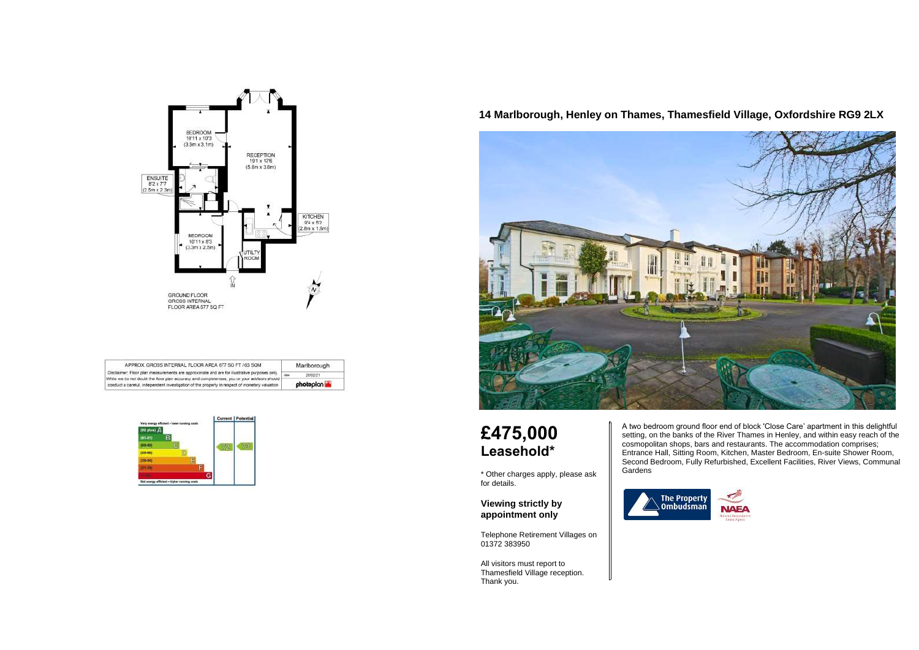## 14 Marlborough, Henley on Thames, Thamesfield Village, Oxfordshire RG9 2LX

BEDROOM
19'11 x 10'3
(3.3m x 3.1m)

RECEPTION
19'1 x 12'6
(5.8m x 3.8m)

ENSUITE
8'2 x 7'7
(2.5m x 2.3m)

KITCHEN
9'4 x 5'2
(2.8m x 1.6m)

BEDROOM
10'11 x 8'3
(3.3m x 2.5m)

UTILITY ROOM

IN

GROUND FLOOR
GROSS INTERNAL
FLOOR AREA 677 SQ FT

| APPROX. GROSS INTERNAL FLOOR AREA 677 SQ FT / 63 SQM | Marlborough |
|---|---|
| Disclaimer: Floor plan measurements are approximate and are for illustrative purposes only. While we do not doubt the floor plan accuracy and completeness, you or your advisors should conduct a careful, independent investigation of the property in respect of monetary valuation | date 20/02/21 |
| | photoplan |

| | Current | Potential |
|---|---|---|
| Very energy efficient - lower running costs | | |
| (92 plus) A | | |
| (81-91) B | | |
| (69-80) C | 72 | 73 |
| (55-68) D | | |
| (39-54) E | | |
| (21-38) F | | |
| (1-20) G | | |
| Not energy efficient - higher running costs | | |

# £475,000
## Leasehold*

\* Other charges apply, please ask for details.

### Viewing strictly by appointment only

Telephone Retirement Villages on 01372 383950

All visitors must report to Thamesfield Village reception. Thank you.

A two bedroom ground floor end of block 'Close Care' apartment in this delightful setting, on the banks of the River Thames in Henley, and within easy reach of the cosmopolitan shops, bars and restaurants. The accommodation comprises; Entrance Hall, Sitting Room, Kitchen, Master Bedroom, En-suite Shower Room, Second Bedroom, Fully Refurbished, Excellent Facilities, River Views, Communal Gardens

The Property Ombudsman

NAEA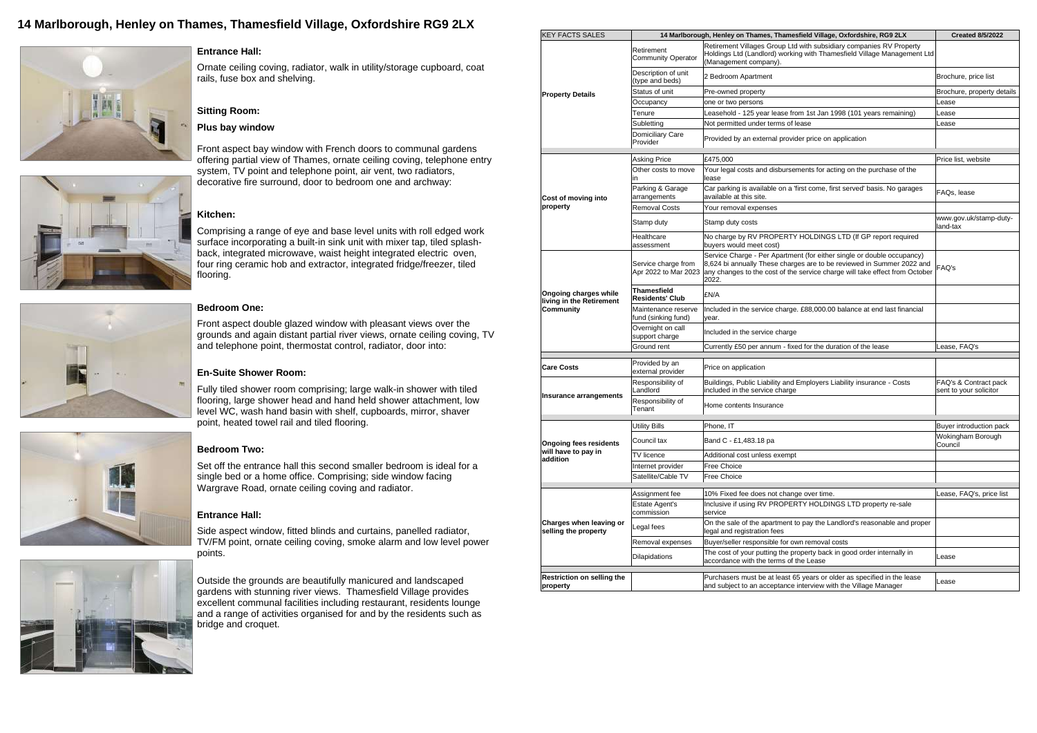# 14 Marlborough, Henley on Thames, Thamesfield Village, Oxfordshire RG9 2LX

### Entrance Hall:

Ornate ceiling coving, radiator, walk in utility/storage cupboard, coat rails, fuse box and shelving.

### Sitting Room:

**Plus bay window**

Front aspect bay window with French doors to communal gardens offering partial view of Thames, ornate ceiling coving, telephone entry system, TV point and telephone point, air vent, two radiators, decorative fire surround, door to bedroom one and archway:

### Kitchen:

Comprising a range of eye and base level units with roll edged work surface incorporating a built-in sink unit with mixer tap, tiled splash-back, integrated microwave, waist height integrated electric oven, four ring ceramic hob and extractor, integrated fridge/freezer, tiled flooring.

### Bedroom One:

Front aspect double glazed window with pleasant views over the grounds and again distant partial river views, ornate ceiling coving, TV and telephone point, thermostat control, radiator, door into:

### En-Suite Shower Room:

Fully tiled shower room comprising; large walk-in shower with tiled flooring, large shower head and hand held shower attachment, low level WC, wash hand basin with shelf, cupboards, mirror, shaver point, heated towel rail and tiled flooring.

### Bedroom Two:

Set off the entrance hall this second smaller bedroom is ideal for a single bed or a home office. Comprising; side window facing Wargrave Road, ornate ceiling coving and radiator.

### Entrance Hall:

Side aspect window, fitted blinds and curtains, panelled radiator, TV/FM point, ornate ceiling coving, smoke alarm and low level power points.

Outside the grounds are beautifully manicured and landscaped gardens with stunning river views. Thamesfield Village provides excellent communal facilities including restaurant, residents lounge and a range of activities organised for and by the residents such as bridge and croquet.

| KEY FACTS SALES | 14 Marlborough, Henley on Thames, Thamesfield Village, Oxfordshire, RG9 2LX | | Created 8/5/2022 |
|---|---|---|---|
| Property Details | Retirement Community Operator | Retirement Villages Group Ltd with subsidiary companies RV Property Holdings Ltd (Landlord) working with Thamesfield Village Management Ltd (Management company). | |
| | Description of unit (type and beds) | 2 Bedroom Apartment | Brochure, price list |
| | Status of unit | Pre-owned property | Brochure, property details |
| | Occupancy | one or two persons | Lease |
| | Tenure | Leasehold - 125 year lease from 1st Jan 1998 (101 years remaining) | Lease |
| | Subletting | Not permitted under terms of lease | Lease |
| | Domiciliary Care Provider | Provided by an external provider price on application | |
| Cost of moving into property | Asking Price | £475,000 | Price list, website |
| | Other costs to move in | Your legal costs and disbursements for acting on the purchase of the lease | |
| | Parking & Garage arrangements | Car parking is available on a 'first come, first served' basis. No garages available at this site. | FAQs, lease |
| | Removal Costs | Your removal expenses | |
| | Stamp duty | Stamp duty costs | www.gov.uk/stamp-duty-land-tax |
| | Healthcare assessment | No charge by RV PROPERTY HOLDINGS LTD (If GP report required buyers would meet cost) | |
| Ongoing charges while living in the Retirement Community | Service charge from Apr 2022 to Mar 2023 | Service Charge - Per Apartment (for either single or double occupancy) 8,624 bi annually These charges are to be reviewed in Summer 2022 and any changes to the cost of the service charge will take effect from October 2022. | FAQ's |
| | **Thamesfield Residents' Club** | £N/A | |
| | Maintenance reserve fund (sinking fund) | Included in the service charge. £88,000.00 balance at end last financial year. | |
| | Overnight on call support charge | Included in the service charge | |
| | Ground rent | Currently £50 per annum - fixed for the duration of the lease | Lease, FAQ's |
| Care Costs | Provided by an external provider | Price on application | |
| Insurance arrangements | Responsibility of Landlord | Buildings, Public Liability and Employers Liability insurance - Costs included in the service charge | FAQ's & Contract pack sent to your solicitor |
| | Responsibility of Tenant | Home contents Insurance | |
| Ongoing fees residents will have to pay in addition | Utility Bills | Phone, IT | Buyer introduction pack |
| | Council tax | Band C - £1,483.18 pa | Wokingham Borough Council |
| | TV licence | Additional cost unless exempt | |
| | Internet provider | Free Choice | |
| | Satellite/Cable TV | Free Choice | |
| Charges when leaving or selling the property | Assignment fee | 10% Fixed fee does not change over time. | Lease, FAQ's, price list |
| | Estate Agent's commission | Inclusive if using RV PROPERTY HOLDINGS LTD property re-sale service | |
| | Legal fees | On the sale of the apartment to pay the Landlord's reasonable and proper legal and registration fees | |
| | Removal expenses | Buyer/seller responsible for own removal costs | |
| | Dilapidations | The cost of your putting the property back in good order internally in accordance with the terms of the Lease | Lease |
| Restriction on selling the property | | Purchasers must be at least 65 years or older as specified in the lease and subject to an acceptance interview with the Village Manager | Lease |